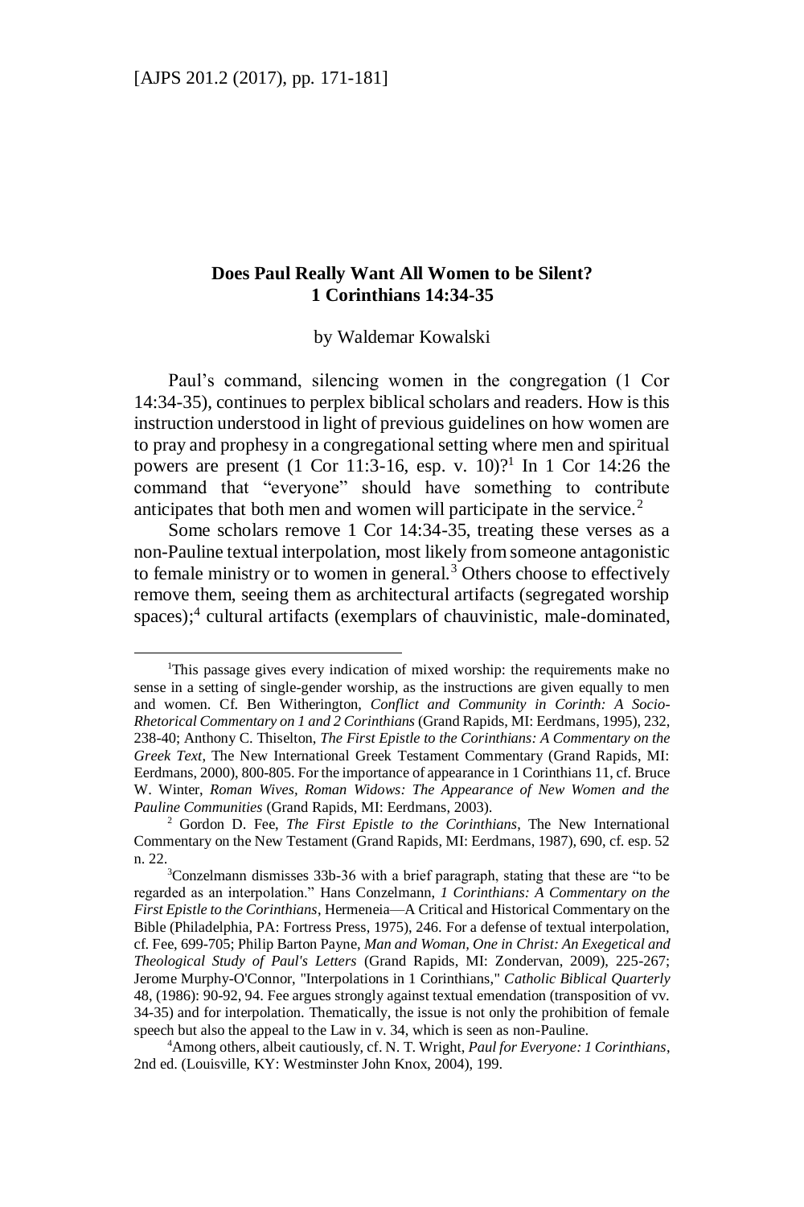## Does Paul Really Want All Women to be Silent? 1 Corinthians 14:34-35

by Waldemar Kowalski

Paul's command, silencing women in the congregation (1 Cor 14:34-35), continues to perplex biblical scholars and readers. How is this instruction understood in light of previous guidelines on how women are to pray and prophesy in a congregational setting where men and spiritual powers are present (1 Cor 11:3-16, esp. v. 10)?[1] In 1 Cor 14:26 the command that "everyone" should have something to contribute anticipates that both men and women will participate in the service.[2]

Some scholars remove 1 Cor 14:34-35, treating these verses as a non-Pauline textual interpolation, most likely from someone antagonistic to female ministry or to women in general.[3] Others choose to effectively remove them, seeing them as architectural artifacts (segregated worship spaces);[4] cultural artifacts (exemplars of chauvinistic, male-dominated,

---

[1]This passage gives every indication of mixed worship: the requirements make no sense in a setting of single-gender worship, as the instructions are given equally to men and women. Cf. Ben Witherington, *Conflict and Community in Corinth: A Socio-Rhetorical Commentary on 1 and 2 Corinthians* (Grand Rapids, MI: Eerdmans, 1995), 232, 238-40; Anthony C. Thiselton, *The First Epistle to the Corinthians: A Commentary on the Greek Text*, The New International Greek Testament Commentary (Grand Rapids, MI: Eerdmans, 2000), 800-805. For the importance of appearance in 1 Corinthians 11, cf. Bruce W. Winter, *Roman Wives, Roman Widows: The Appearance of New Women and the Pauline Communities* (Grand Rapids, MI: Eerdmans, 2003).

[2] Gordon D. Fee, *The First Epistle to the Corinthians*, The New International Commentary on the New Testament (Grand Rapids, MI: Eerdmans, 1987), 690, cf. esp. 52 n. 22.

[3]Conzelmann dismisses 33b-36 with a brief paragraph, stating that these are "to be regarded as an interpolation." Hans Conzelmann, *1 Corinthians: A Commentary on the First Epistle to the Corinthians*, Hermeneia—A Critical and Historical Commentary on the Bible (Philadelphia, PA: Fortress Press, 1975), 246. For a defense of textual interpolation, cf. Fee, 699-705; Philip Barton Payne, *Man and Woman, One in Christ: An Exegetical and Theological Study of Paul's Letters* (Grand Rapids, MI: Zondervan, 2009), 225-267; Jerome Murphy-O'Connor, "Interpolations in 1 Corinthians," *Catholic Biblical Quarterly* 48, (1986): 90-92, 94. Fee argues strongly against textual emendation (transposition of vv. 34-35) and for interpolation. Thematically, the issue is not only the prohibition of female speech but also the appeal to the Law in v. 34, which is seen as non-Pauline.

[4]Among others, albeit cautiously, cf. N. T. Wright, *Paul for Everyone: 1 Corinthians*, 2nd ed. (Louisville, KY: Westminster John Knox, 2004), 199.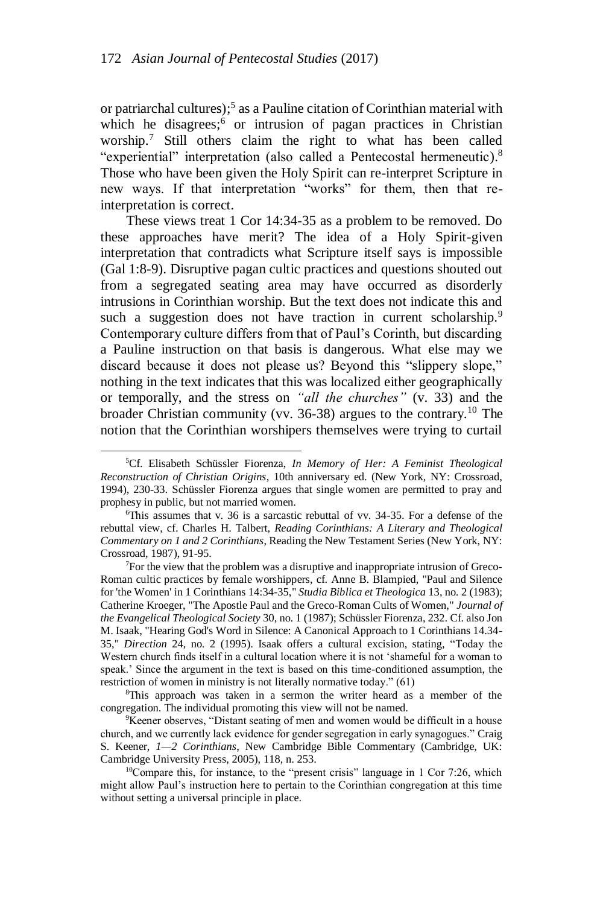or patriarchal cultures);[5] as a Pauline citation of Corinthian material with which he disagrees;[6] or intrusion of pagan practices in Christian worship.[7] Still others claim the right to what has been called "experiential" interpretation (also called a Pentecostal hermeneutic).[8] Those who have been given the Holy Spirit can re-interpret Scripture in new ways. If that interpretation "works" for them, then that re-interpretation is correct.

These views treat 1 Cor 14:34-35 as a problem to be removed. Do these approaches have merit? The idea of a Holy Spirit-given interpretation that contradicts what Scripture itself says is impossible (Gal 1:8-9). Disruptive pagan cultic practices and questions shouted out from a segregated seating area may have occurred as disorderly intrusions in Corinthian worship. But the text does not indicate this and such a suggestion does not have traction in current scholarship.[9] Contemporary culture differs from that of Paul's Corinth, but discarding a Pauline instruction on that basis is dangerous. What else may we discard because it does not please us? Beyond this "slippery slope," nothing in the text indicates that this was localized either geographically or temporally, and the stress on *"all the churches"* (v. 33) and the broader Christian community (vv. 36-38) argues to the contrary.[10] The notion that the Corinthian worshipers themselves were trying to curtail

---

[5]Cf. Elisabeth Schüssler Fiorenza, *In Memory of Her: A Feminist Theological Reconstruction of Christian Origins*, 10th anniversary ed. (New York, NY: Crossroad, 1994), 230-33. Schüssler Fiorenza argues that single women are permitted to pray and prophesy in public, but not married women.

[6]This assumes that v. 36 is a sarcastic rebuttal of vv. 34-35. For a defense of the rebuttal view, cf. Charles H. Talbert, *Reading Corinthians: A Literary and Theological Commentary on 1 and 2 Corinthians*, Reading the New Testament Series (New York, NY: Crossroad, 1987), 91-95.

[7]For the view that the problem was a disruptive and inappropriate intrusion of Greco-Roman cultic practices by female worshippers, cf. Anne B. Blampied, "Paul and Silence for 'the Women' in 1 Corinthians 14:34-35," *Studia Biblica et Theologica* 13, no. 2 (1983); Catherine Kroeger, "The Apostle Paul and the Greco-Roman Cults of Women," *Journal of the Evangelical Theological Society* 30, no. 1 (1987); Schüssler Fiorenza, 232. Cf. also Jon M. Isaak, "Hearing God's Word in Silence: A Canonical Approach to 1 Corinthians 14.34-35," *Direction* 24, no. 2 (1995). Isaak offers a cultural excision, stating, "Today the Western church finds itself in a cultural location where it is not 'shameful for a woman to speak.' Since the argument in the text is based on this time-conditioned assumption, the restriction of women in ministry is not literally normative today." (61)

[8]This approach was taken in a sermon the writer heard as a member of the congregation. The individual promoting this view will not be named.

[9]Keener observes, "Distant seating of men and women would be difficult in a house church, and we currently lack evidence for gender segregation in early synagogues." Craig S. Keener, *1—2 Corinthians*, New Cambridge Bible Commentary (Cambridge, UK: Cambridge University Press, 2005), 118, n. 253.

[10]Compare this, for instance, to the "present crisis" language in 1 Cor 7:26, which might allow Paul's instruction here to pertain to the Corinthian congregation at this time without setting a universal principle in place.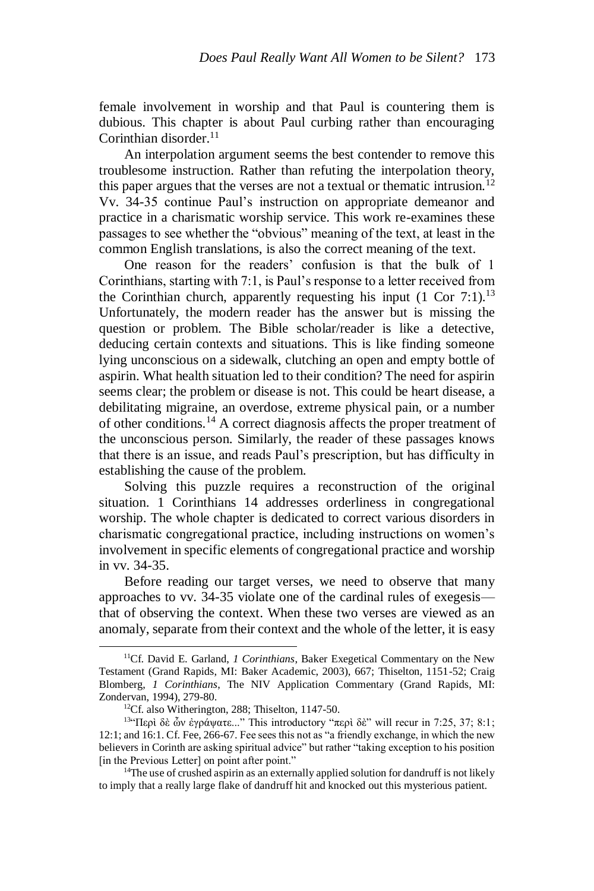female involvement in worship and that Paul is countering them is dubious. This chapter is about Paul curbing rather than encouraging Corinthian disorder.[11]

An interpolation argument seems the best contender to remove this troublesome instruction. Rather than refuting the interpolation theory, this paper argues that the verses are not a textual or thematic intrusion.[12] Vv. 34-35 continue Paul's instruction on appropriate demeanor and practice in a charismatic worship service. This work re-examines these passages to see whether the "obvious" meaning of the text, at least in the common English translations, is also the correct meaning of the text.

One reason for the readers' confusion is that the bulk of 1 Corinthians, starting with 7:1, is Paul's response to a letter received from the Corinthian church, apparently requesting his input (1 Cor 7:1).[13] Unfortunately, the modern reader has the answer but is missing the question or problem. The Bible scholar/reader is like a detective, deducing certain contexts and situations. This is like finding someone lying unconscious on a sidewalk, clutching an open and empty bottle of aspirin. What health situation led to their condition? The need for aspirin seems clear; the problem or disease is not. This could be heart disease, a debilitating migraine, an overdose, extreme physical pain, or a number of other conditions.[14] A correct diagnosis affects the proper treatment of the unconscious person. Similarly, the reader of these passages knows that there is an issue, and reads Paul's prescription, but has difficulty in establishing the cause of the problem.

Solving this puzzle requires a reconstruction of the original situation. 1 Corinthians 14 addresses orderliness in congregational worship. The whole chapter is dedicated to correct various disorders in charismatic congregational practice, including instructions on women's involvement in specific elements of congregational practice and worship in vv. 34-35.

Before reading our target verses, we need to observe that many approaches to vv. 34-35 violate one of the cardinal rules of exegesis—that of observing the context. When these two verses are viewed as an anomaly, separate from their context and the whole of the letter, it is easy

---

[11] Cf. David E. Garland, *1 Corinthians*, Baker Exegetical Commentary on the New Testament (Grand Rapids, MI: Baker Academic, 2003), 667; Thiselton, 1151-52; Craig Blomberg, *1 Corinthians*, The NIV Application Commentary (Grand Rapids, MI: Zondervan, 1994), 279-80.

[12] Cf. also Witherington, 288; Thiselton, 1147-50.

[13] "Περὶ δὲ ὧν ἐγράψατε..." This introductory "περὶ δὲ" will recur in 7:25, 37; 8:1; 12:1; and 16:1. Cf. Fee, 266-67. Fee sees this not as "a friendly exchange, in which the new believers in Corinth are asking spiritual advice" but rather "taking exception to his position [in the Previous Letter] on point after point."

[14] The use of crushed aspirin as an externally applied solution for dandruff is not likely to imply that a really large flake of dandruff hit and knocked out this mysterious patient.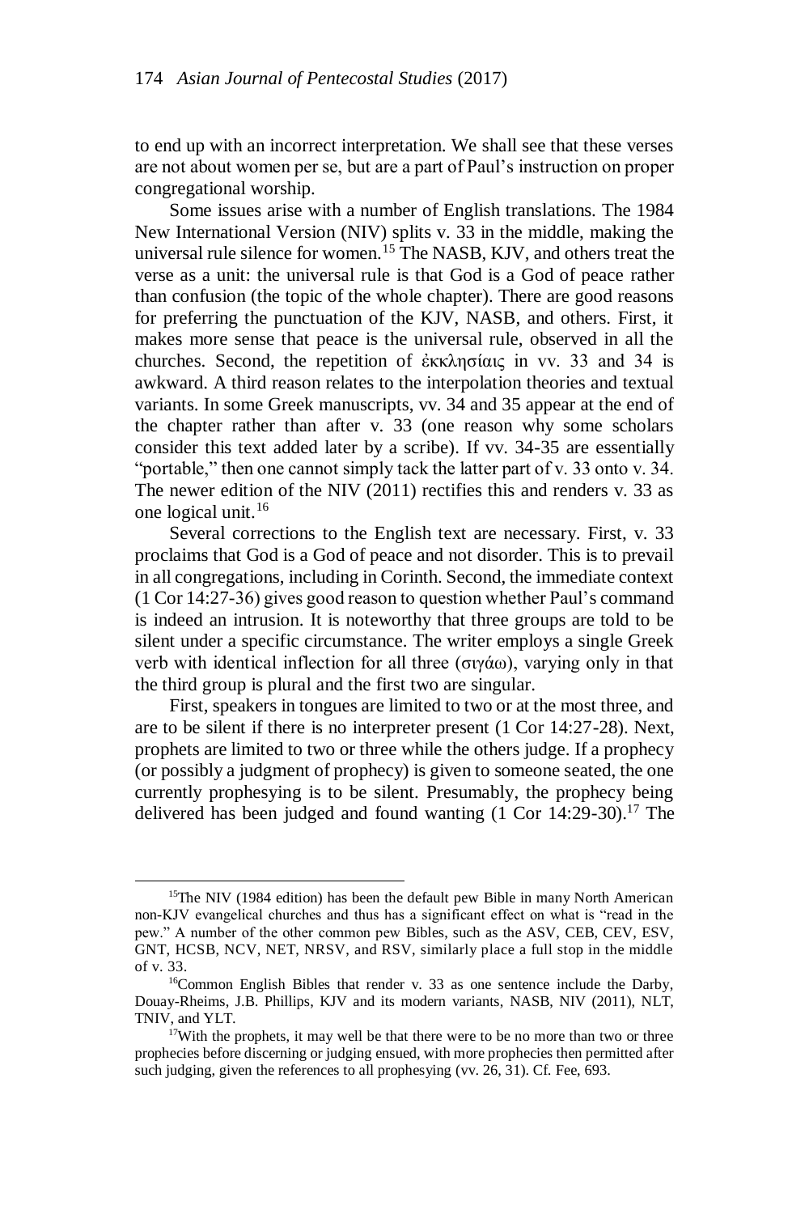to end up with an incorrect interpretation. We shall see that these verses are not about women per se, but are a part of Paul's instruction on proper congregational worship.

Some issues arise with a number of English translations. The 1984 New International Version (NIV) splits v. 33 in the middle, making the universal rule silence for women.[15] The NASB, KJV, and others treat the verse as a unit: the universal rule is that God is a God of peace rather than confusion (the topic of the whole chapter). There are good reasons for preferring the punctuation of the KJV, NASB, and others. First, it makes more sense that peace is the universal rule, observed in all the churches. Second, the repetition of ἐκκλησίαις in vv. 33 and 34 is awkward. A third reason relates to the interpolation theories and textual variants. In some Greek manuscripts, vv. 34 and 35 appear at the end of the chapter rather than after v. 33 (one reason why some scholars consider this text added later by a scribe). If vv. 34-35 are essentially "portable," then one cannot simply tack the latter part of v. 33 onto v. 34. The newer edition of the NIV (2011) rectifies this and renders v. 33 as one logical unit.[16]

Several corrections to the English text are necessary. First, v. 33 proclaims that God is a God of peace and not disorder. This is to prevail in all congregations, including in Corinth. Second, the immediate context (1 Cor 14:27-36) gives good reason to question whether Paul's command is indeed an intrusion. It is noteworthy that three groups are told to be silent under a specific circumstance. The writer employs a single Greek verb with identical inflection for all three (σιγάω), varying only in that the third group is plural and the first two are singular.

First, speakers in tongues are limited to two or at the most three, and are to be silent if there is no interpreter present (1 Cor 14:27-28). Next, prophets are limited to two or three while the others judge. If a prophecy (or possibly a judgment of prophecy) is given to someone seated, the one currently prophesying is to be silent. Presumably, the prophecy being delivered has been judged and found wanting (1 Cor 14:29-30).[17] The

---

[15] The NIV (1984 edition) has been the default pew Bible in many North American non-KJV evangelical churches and thus has a significant effect on what is "read in the pew." A number of the other common pew Bibles, such as the ASV, CEB, CEV, ESV, GNT, HCSB, NCV, NET, NRSV, and RSV, similarly place a full stop in the middle of v. 33.

[16] Common English Bibles that render v. 33 as one sentence include the Darby, Douay-Rheims, J.B. Phillips, KJV and its modern variants, NASB, NIV (2011), NLT, TNIV, and YLT.

[17] With the prophets, it may well be that there were to be no more than two or three prophecies before discerning or judging ensued, with more prophecies then permitted after such judging, given the references to all prophesying (vv. 26, 31). Cf. Fee, 693.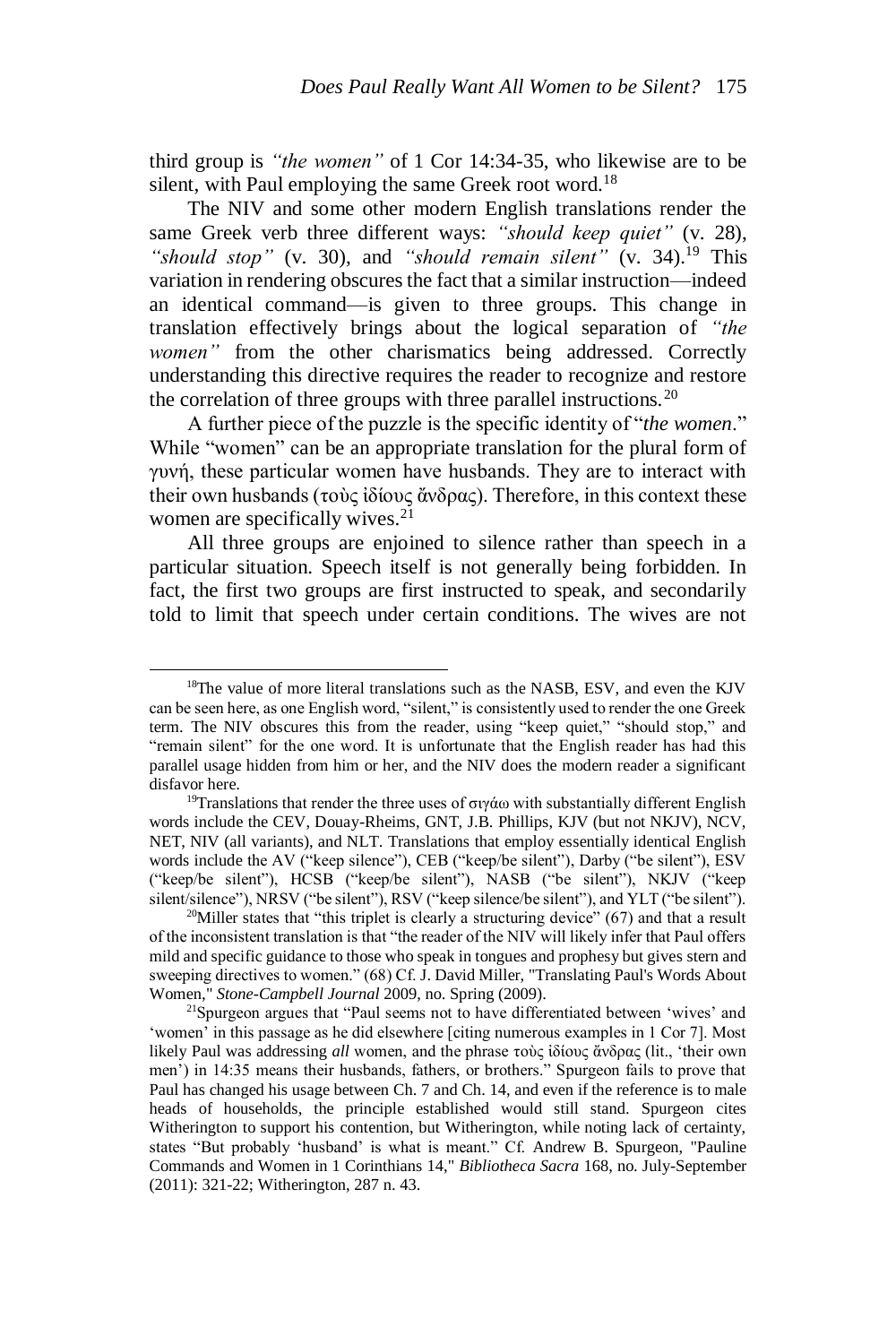third group is *"the women"* of 1 Cor 14:34-35, who likewise are to be silent, with Paul employing the same Greek root word.[18]

The NIV and some other modern English translations render the same Greek verb three different ways: *"should keep quiet"* (v. 28), *"should stop"* (v. 30), and *"should remain silent"* (v. 34).[19] This variation in rendering obscures the fact that a similar instruction—indeed an identical command—is given to three groups. This change in translation effectively brings about the logical separation of *"the women"* from the other charismatics being addressed. Correctly understanding this directive requires the reader to recognize and restore the correlation of three groups with three parallel instructions.[20]

A further piece of the puzzle is the specific identity of "*the women*." While "women" can be an appropriate translation for the plural form of γυνή, these particular women have husbands. They are to interact with their own husbands (τοὺς ἰδίους ἄνδρας). Therefore, in this context these women are specifically wives.[21]

All three groups are enjoined to silence rather than speech in a particular situation. Speech itself is not generally being forbidden. In fact, the first two groups are first instructed to speak, and secondarily told to limit that speech under certain conditions. The wives are not

---

[18]The value of more literal translations such as the NASB, ESV, and even the KJV can be seen here, as one English word, "silent," is consistently used to render the one Greek term. The NIV obscures this from the reader, using "keep quiet," "should stop," and "remain silent" for the one word. It is unfortunate that the English reader has had this parallel usage hidden from him or her, and the NIV does the modern reader a significant disfavor here.

[19]Translations that render the three uses of σιγάω with substantially different English words include the CEV, Douay-Rheims, GNT, J.B. Phillips, KJV (but not NKJV), NCV, NET, NIV (all variants), and NLT. Translations that employ essentially identical English words include the AV ("keep silence"), CEB ("keep/be silent"), Darby ("be silent"), ESV ("keep/be silent"), HCSB ("keep/be silent"), NASB ("be silent"), NKJV ("keep silent/silence"), NRSV ("be silent"), RSV ("keep silence/be silent"), and YLT ("be silent").

[20]Miller states that "this triplet is clearly a structuring device" (67) and that a result of the inconsistent translation is that "the reader of the NIV will likely infer that Paul offers mild and specific guidance to those who speak in tongues and prophesy but gives stern and sweeping directives to women." (68) Cf. J. David Miller, "Translating Paul's Words About Women," *Stone-Campbell Journal* 2009, no. Spring (2009).

[21]Spurgeon argues that "Paul seems not to have differentiated between 'wives' and 'women' in this passage as he did elsewhere [citing numerous examples in 1 Cor 7]. Most likely Paul was addressing *all* women, and the phrase τοὺς ἰδίους ἄνδρας (lit., 'their own men') in 14:35 means their husbands, fathers, or brothers." Spurgeon fails to prove that Paul has changed his usage between Ch. 7 and Ch. 14, and even if the reference is to male heads of households, the principle established would still stand. Spurgeon cites Witherington to support his contention, but Witherington, while noting lack of certainty, states "But probably 'husband' is what is meant." Cf. Andrew B. Spurgeon, "Pauline Commands and Women in 1 Corinthians 14," *Bibliotheca Sacra* 168, no. July-September (2011): 321-22; Witherington, 287 n. 43.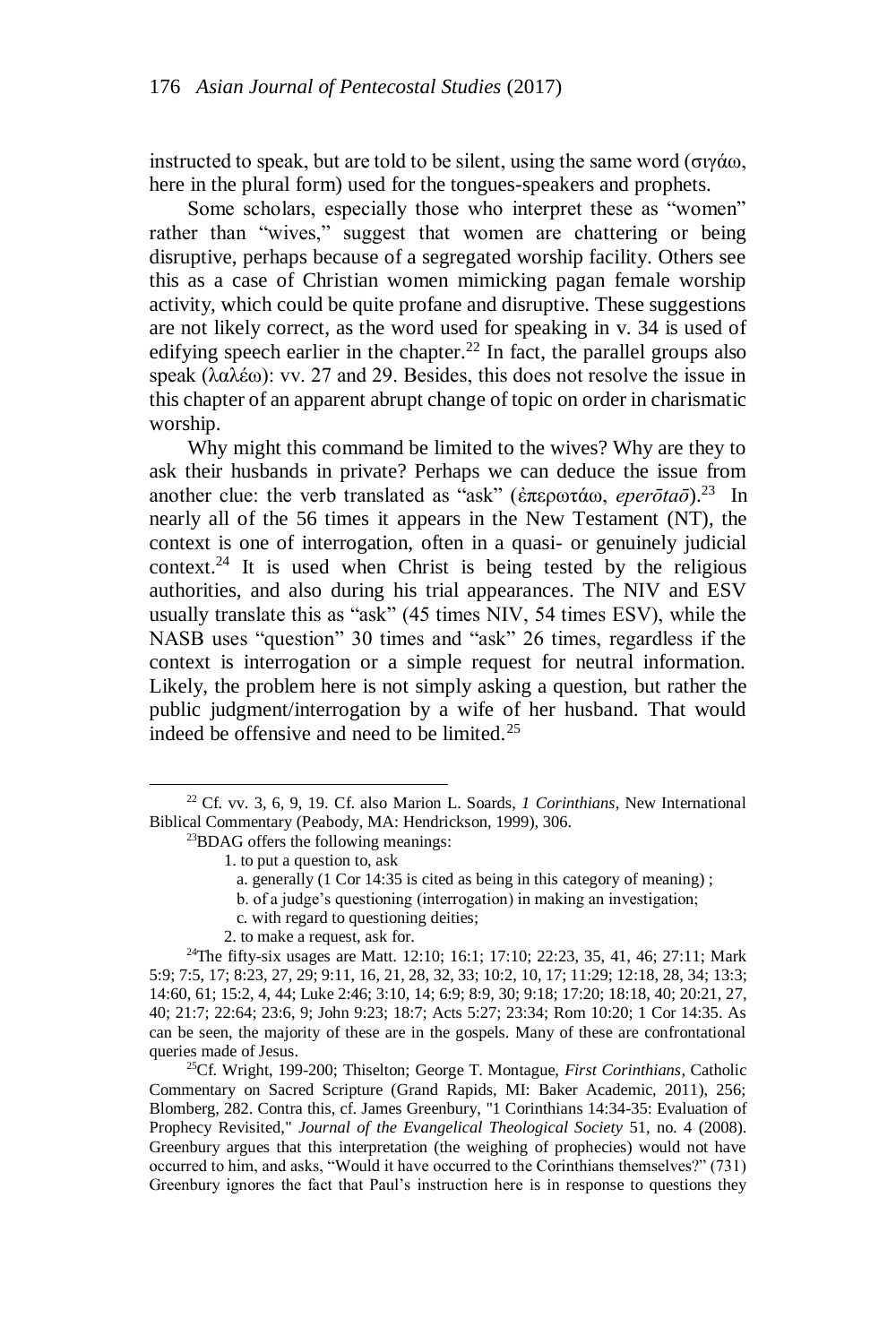instructed to speak, but are told to be silent, using the same word (σιγάω, here in the plural form) used for the tongues-speakers and prophets.

Some scholars, especially those who interpret these as "women" rather than "wives," suggest that women are chattering or being disruptive, perhaps because of a segregated worship facility. Others see this as a case of Christian women mimicking pagan female worship activity, which could be quite profane and disruptive. These suggestions are not likely correct, as the word used for speaking in v. 34 is used of edifying speech earlier in the chapter.[22] In fact, the parallel groups also speak (λαλέω): vv. 27 and 29. Besides, this does not resolve the issue in this chapter of an apparent abrupt change of topic on order in charismatic worship.

Why might this command be limited to the wives? Why are they to ask their husbands in private? Perhaps we can deduce the issue from another clue: the verb translated as "ask" (ἐπερωτάω, *eperōtaō*).[23] In nearly all of the 56 times it appears in the New Testament (NT), the context is one of interrogation, often in a quasi- or genuinely judicial context.[24] It is used when Christ is being tested by the religious authorities, and also during his trial appearances. The NIV and ESV usually translate this as "ask" (45 times NIV, 54 times ESV), while the NASB uses "question" 30 times and "ask" 26 times, regardless if the context is interrogation or a simple request for neutral information. Likely, the problem here is not simply asking a question, but rather the public judgment/interrogation by a wife of her husband. That would indeed be offensive and need to be limited.[25]

---

[22] Cf. vv. 3, 6, 9, 19. Cf. also Marion L. Soards, *1 Corinthians*, New International Biblical Commentary (Peabody, MA: Hendrickson, 1999), 306.

[23] BDAG offers the following meanings:

1. to put a question to, ask
   a. generally (1 Cor 14:35 is cited as being in this category of meaning) ;
   b. of a judge's questioning (interrogation) in making an investigation;
   c. with regard to questioning deities;
2. to make a request, ask for.

[24] The fifty-six usages are Matt. 12:10; 16:1; 17:10; 22:23, 35, 41, 46; 27:11; Mark 5:9; 7:5, 17; 8:23, 27, 29; 9:11, 16, 21, 28, 32, 33; 10:2, 10, 17; 11:29; 12:18, 28, 34; 13:3; 14:60, 61; 15:2, 4, 44; Luke 2:46; 3:10, 14; 6:9; 8:9, 30; 9:18; 17:20; 18:18, 40; 20:21, 27, 40; 21:7; 22:64; 23:6, 9; John 9:23; 18:7; Acts 5:27; 23:34; Rom 10:20; 1 Cor 14:35. As can be seen, the majority of these are in the gospels. Many of these are confrontational queries made of Jesus.

[25] Cf. Wright, 199-200; Thiselton; George T. Montague, *First Corinthians*, Catholic Commentary on Sacred Scripture (Grand Rapids, MI: Baker Academic, 2011), 256; Blomberg, 282. Contra this, cf. James Greenbury, "1 Corinthians 14:34-35: Evaluation of Prophecy Revisited," *Journal of the Evangelical Theological Society* 51, no. 4 (2008). Greenbury argues that this interpretation (the weighing of prophecies) would not have occurred to him, and asks, "Would it have occurred to the Corinthians themselves?" (731) Greenbury ignores the fact that Paul's instruction here is in response to questions they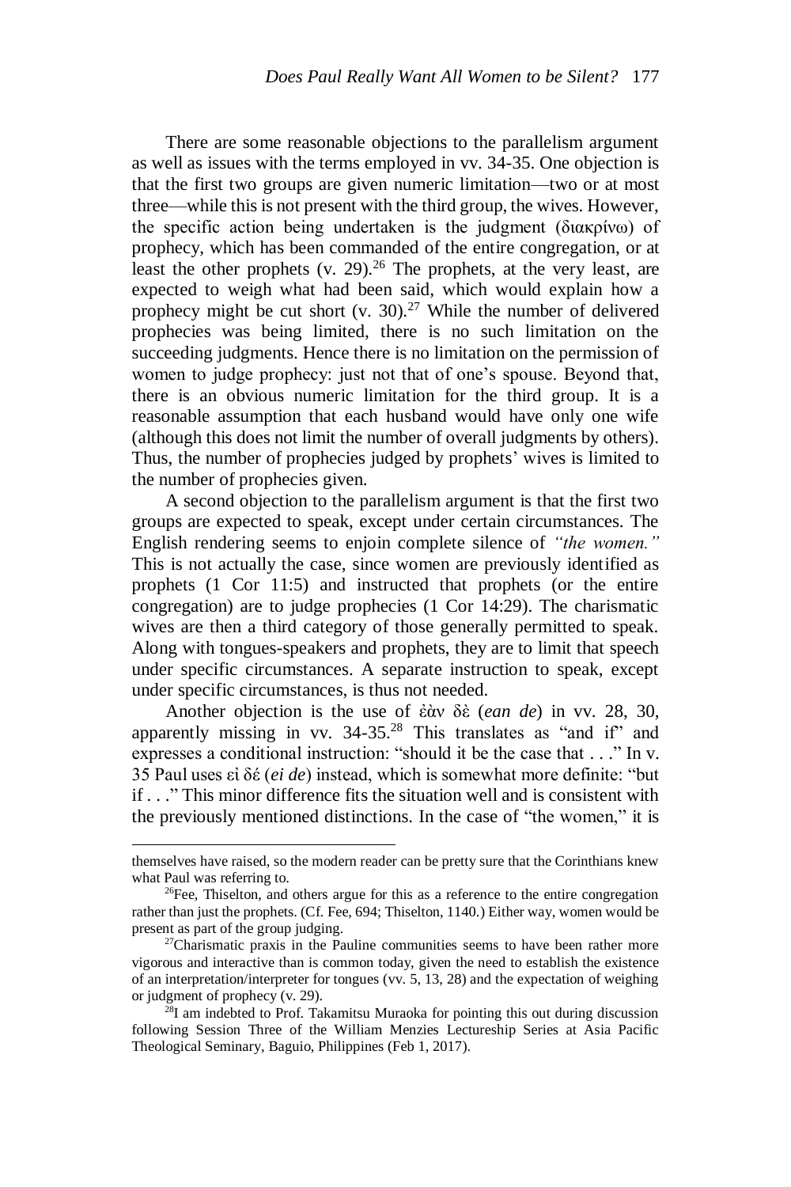There are some reasonable objections to the parallelism argument as well as issues with the terms employed in vv. 34-35. One objection is that the first two groups are given numeric limitation—two or at most three—while this is not present with the third group, the wives. However, the specific action being undertaken is the judgment (διακρίνω) of prophecy, which has been commanded of the entire congregation, or at least the other prophets (v. 29).[26] The prophets, at the very least, are expected to weigh what had been said, which would explain how a prophecy might be cut short (v. 30).[27] While the number of delivered prophecies was being limited, there is no such limitation on the succeeding judgments. Hence there is no limitation on the permission of women to judge prophecy: just not that of one's spouse. Beyond that, there is an obvious numeric limitation for the third group. It is a reasonable assumption that each husband would have only one wife (although this does not limit the number of overall judgments by others). Thus, the number of prophecies judged by prophets' wives is limited to the number of prophecies given.

A second objection to the parallelism argument is that the first two groups are expected to speak, except under certain circumstances. The English rendering seems to enjoin complete silence of *"the women."* This is not actually the case, since women are previously identified as prophets (1 Cor 11:5) and instructed that prophets (or the entire congregation) are to judge prophecies (1 Cor 14:29). The charismatic wives are then a third category of those generally permitted to speak. Along with tongues-speakers and prophets, they are to limit that speech under specific circumstances. A separate instruction to speak, except under specific circumstances, is thus not needed.

Another objection is the use of ἐὰν δὲ (*ean de*) in vv. 28, 30, apparently missing in vv. 34-35.[28] This translates as "and if" and expresses a conditional instruction: "should it be the case that . . ." In v. 35 Paul uses εἰ δέ (*ei de*) instead, which is somewhat more definite: "but if . . ." This minor difference fits the situation well and is consistent with the previously mentioned distinctions. In the case of "the women," it is

---

themselves have raised, so the modern reader can be pretty sure that the Corinthians knew what Paul was referring to.

[26]Fee, Thiselton, and others argue for this as a reference to the entire congregation rather than just the prophets. (Cf. Fee, 694; Thiselton, 1140.) Either way, women would be present as part of the group judging.

[27]Charismatic praxis in the Pauline communities seems to have been rather more vigorous and interactive than is common today, given the need to establish the existence of an interpretation/interpreter for tongues (vv. 5, 13, 28) and the expectation of weighing or judgment of prophecy (v. 29).

[28]I am indebted to Prof. Takamitsu Muraoka for pointing this out during discussion following Session Three of the William Menzies Lectureship Series at Asia Pacific Theological Seminary, Baguio, Philippines (Feb 1, 2017).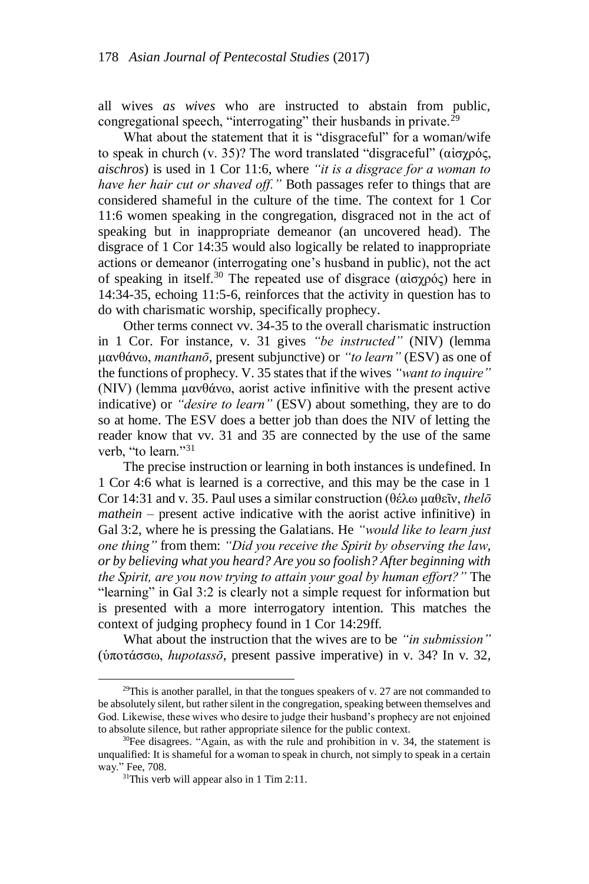all wives *as wives* who are instructed to abstain from public, congregational speech, "interrogating" their husbands in private.[29]

What about the statement that it is "disgraceful" for a woman/wife to speak in church (v. 35)? The word translated "disgraceful" (αἰσχρός, *aischros*) is used in 1 Cor 11:6, where *"it is a disgrace for a woman to have her hair cut or shaved off."* Both passages refer to things that are considered shameful in the culture of the time. The context for 1 Cor 11:6 women speaking in the congregation, disgraced not in the act of speaking but in inappropriate demeanor (an uncovered head). The disgrace of 1 Cor 14:35 would also logically be related to inappropriate actions or demeanor (interrogating one's husband in public), not the act of speaking in itself.[30] The repeated use of disgrace (αἰσχρός) here in 14:34-35, echoing 11:5-6, reinforces that the activity in question has to do with charismatic worship, specifically prophecy.

Other terms connect vv. 34-35 to the overall charismatic instruction in 1 Cor. For instance, v. 31 gives *"be instructed"* (NIV) (lemma μανθάνω, *manthanō*, present subjunctive) or *"to learn"* (ESV) as one of the functions of prophecy. V. 35 states that if the wives *"want to inquire"* (NIV) (lemma μανθάνω, aorist active infinitive with the present active indicative) or *"desire to learn"* (ESV) about something, they are to do so at home. The ESV does a better job than does the NIV of letting the reader know that vv. 31 and 35 are connected by the use of the same verb, "to learn."[31]

The precise instruction or learning in both instances is undefined. In 1 Cor 4:6 what is learned is a corrective, and this may be the case in 1 Cor 14:31 and v. 35. Paul uses a similar construction (θέλω μαθεῖν, *thelō mathein* – present active indicative with the aorist active infinitive) in Gal 3:2, where he is pressing the Galatians. He *"would like to learn just one thing"* from them: *"Did you receive the Spirit by observing the law, or by believing what you heard? Are you so foolish? After beginning with the Spirit, are you now trying to attain your goal by human effort?"* The "learning" in Gal 3:2 is clearly not a simple request for information but is presented with a more interrogatory intention. This matches the context of judging prophecy found in 1 Cor 14:29ff.

What about the instruction that the wives are to be *"in submission"* (ὑποτάσσω, *hupotassō*, present passive imperative) in v. 34? In v. 32,

---

[29] This is another parallel, in that the tongues speakers of v. 27 are not commanded to be absolutely silent, but rather silent in the congregation, speaking between themselves and God. Likewise, these wives who desire to judge their husband's prophecy are not enjoined to absolute silence, but rather appropriate silence for the public context.

[30] Fee disagrees. "Again, as with the rule and prohibition in v. 34, the statement is unqualified: It is shameful for a woman to speak in church, not simply to speak in a certain way." Fee, 708.

[31] This verb will appear also in 1 Tim 2:11.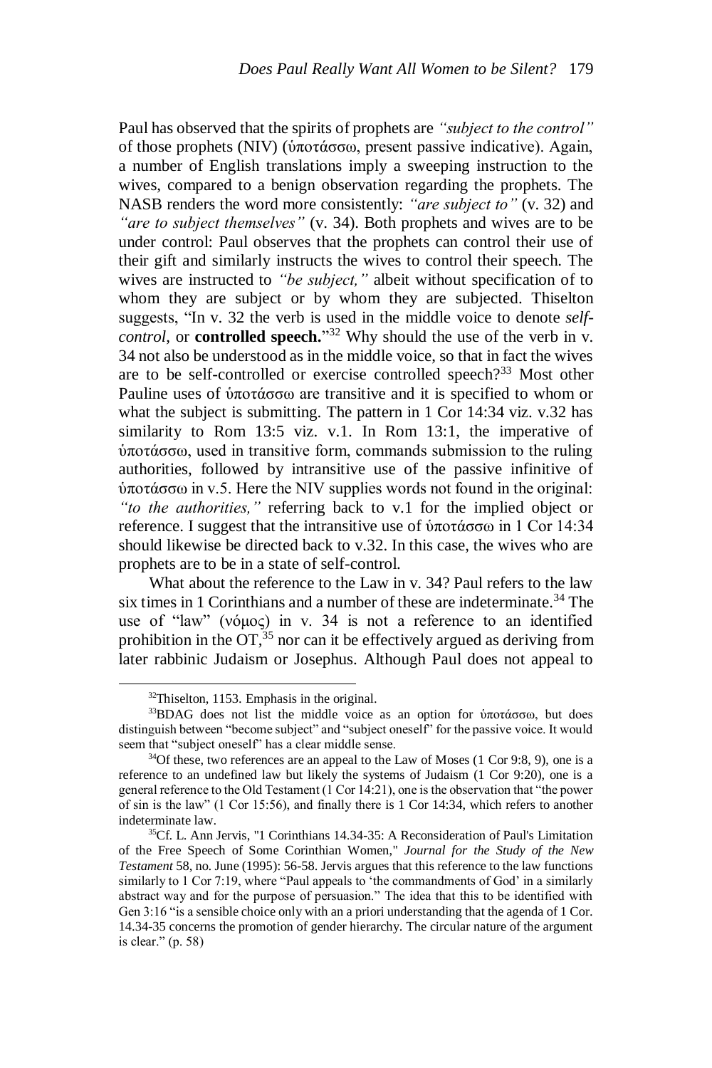Paul has observed that the spirits of prophets are *"subject to the control"* of those prophets (NIV) (ὑποτάσσω, present passive indicative). Again, a number of English translations imply a sweeping instruction to the wives, compared to a benign observation regarding the prophets. The NASB renders the word more consistently: *"are subject to"* (v. 32) and *"are to subject themselves"* (v. 34). Both prophets and wives are to be under control: Paul observes that the prophets can control their use of their gift and similarly instructs the wives to control their speech. The wives are instructed to *"be subject,"* albeit without specification of to whom they are subject or by whom they are subjected. Thiselton suggests, "In v. 32 the verb is used in the middle voice to denote *self-control*, or **controlled speech.**"[32] Why should the use of the verb in v. 34 not also be understood as in the middle voice, so that in fact the wives are to be self-controlled or exercise controlled speech?[33] Most other Pauline uses of ὑποτάσσω are transitive and it is specified to whom or what the subject is submitting. The pattern in 1 Cor 14:34 viz. v.32 has similarity to Rom 13:5 viz. v.1. In Rom 13:1, the imperative of ὑποτάσσω, used in transitive form, commands submission to the ruling authorities, followed by intransitive use of the passive infinitive of ὑποτάσσω in v.5. Here the NIV supplies words not found in the original: *"to the authorities,"* referring back to v.1 for the implied object or reference. I suggest that the intransitive use of ὑποτάσσω in 1 Cor 14:34 should likewise be directed back to v.32. In this case, the wives who are prophets are to be in a state of self-control.

What about the reference to the Law in v. 34? Paul refers to the law six times in 1 Corinthians and a number of these are indeterminate.[34] The use of "law" (νόμος) in v. 34 is not a reference to an identified prohibition in the OT,[35] nor can it be effectively argued as deriving from later rabbinic Judaism or Josephus. Although Paul does not appeal to

---

[32] Thiselton, 1153. Emphasis in the original.

[33] BDAG does not list the middle voice as an option for ὑποτάσσω, but does distinguish between "become subject" and "subject oneself" for the passive voice. It would seem that "subject oneself" has a clear middle sense.

[34] Of these, two references are an appeal to the Law of Moses (1 Cor 9:8, 9), one is a reference to an undefined law but likely the systems of Judaism (1 Cor 9:20), one is a general reference to the Old Testament (1 Cor 14:21), one is the observation that "the power of sin is the law" (1 Cor 15:56), and finally there is 1 Cor 14:34, which refers to another indeterminate law.

[35] Cf. L. Ann Jervis, "1 Corinthians 14.34-35: A Reconsideration of Paul's Limitation of the Free Speech of Some Corinthian Women," *Journal for the Study of the New Testament* 58, no. June (1995): 56-58. Jervis argues that this reference to the law functions similarly to 1 Cor 7:19, where "Paul appeals to 'the commandments of God' in a similarly abstract way and for the purpose of persuasion." The idea that this to be identified with Gen 3:16 "is a sensible choice only with an a priori understanding that the agenda of 1 Cor. 14.34-35 concerns the promotion of gender hierarchy. The circular nature of the argument is clear." (p. 58)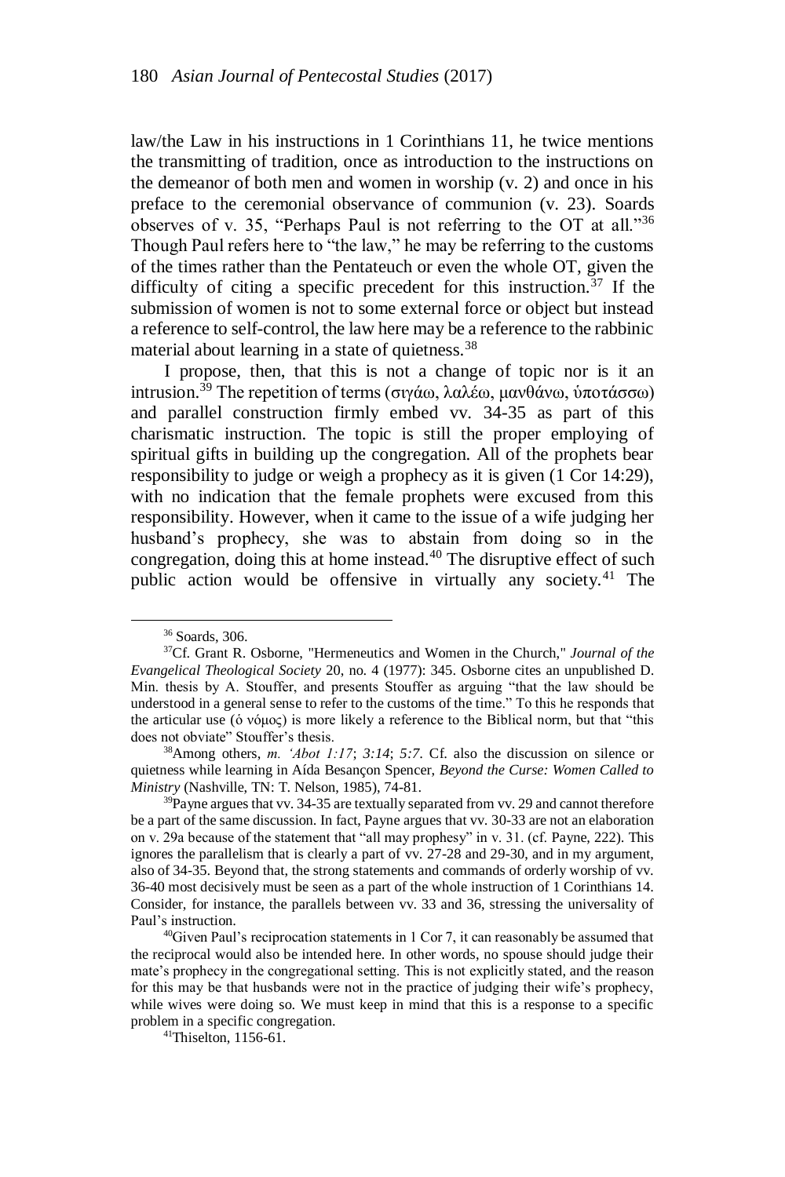law/the Law in his instructions in 1 Corinthians 11, he twice mentions the transmitting of tradition, once as introduction to the instructions on the demeanor of both men and women in worship (v. 2) and once in his preface to the ceremonial observance of communion (v. 23). Soards observes of v. 35, "Perhaps Paul is not referring to the OT at all."[36] Though Paul refers here to "the law," he may be referring to the customs of the times rather than the Pentateuch or even the whole OT, given the difficulty of citing a specific precedent for this instruction.[37] If the submission of women is not to some external force or object but instead a reference to self-control, the law here may be a reference to the rabbinic material about learning in a state of quietness.[38]

I propose, then, that this is not a change of topic nor is it an intrusion.[39] The repetition of terms (σιγάω, λαλέω, μανθάνω, ὑποτάσσω) and parallel construction firmly embed vv. 34-35 as part of this charismatic instruction. The topic is still the proper employing of spiritual gifts in building up the congregation. All of the prophets bear responsibility to judge or weigh a prophecy as it is given (1 Cor 14:29), with no indication that the female prophets were excused from this responsibility. However, when it came to the issue of a wife judging her husband's prophecy, she was to abstain from doing so in the congregation, doing this at home instead.[40] The disruptive effect of such public action would be offensive in virtually any society.[41] The

---

[36] Soards, 306.

[37] Cf. Grant R. Osborne, "Hermeneutics and Women in the Church," *Journal of the Evangelical Theological Society* 20, no. 4 (1977): 345. Osborne cites an unpublished D. Min. thesis by A. Stouffer, and presents Stouffer as arguing "that the law should be understood in a general sense to refer to the customs of the time." To this he responds that the articular use (ὁ νόμος) is more likely a reference to the Biblical norm, but that "this does not obviate" Stouffer's thesis.

[38] Among others, *m. 'Abot 1:17*; *3:14*; *5:7*. Cf. also the discussion on silence or quietness while learning in Aída Besançon Spencer, *Beyond the Curse: Women Called to Ministry* (Nashville, TN: T. Nelson, 1985), 74-81.

[39] Payne argues that vv. 34-35 are textually separated from vv. 29 and cannot therefore be a part of the same discussion. In fact, Payne argues that vv. 30-33 are not an elaboration on v. 29a because of the statement that "all may prophesy" in v. 31. (cf. Payne, 222). This ignores the parallelism that is clearly a part of vv. 27-28 and 29-30, and in my argument, also of 34-35. Beyond that, the strong statements and commands of orderly worship of vv. 36-40 most decisively must be seen as a part of the whole instruction of 1 Corinthians 14. Consider, for instance, the parallels between vv. 33 and 36, stressing the universality of Paul's instruction.

[40] Given Paul's reciprocation statements in 1 Cor 7, it can reasonably be assumed that the reciprocal would also be intended here. In other words, no spouse should judge their mate's prophecy in the congregational setting. This is not explicitly stated, and the reason for this may be that husbands were not in the practice of judging their wife's prophecy, while wives were doing so. We must keep in mind that this is a response to a specific problem in a specific congregation.

[41] Thiselton, 1156-61.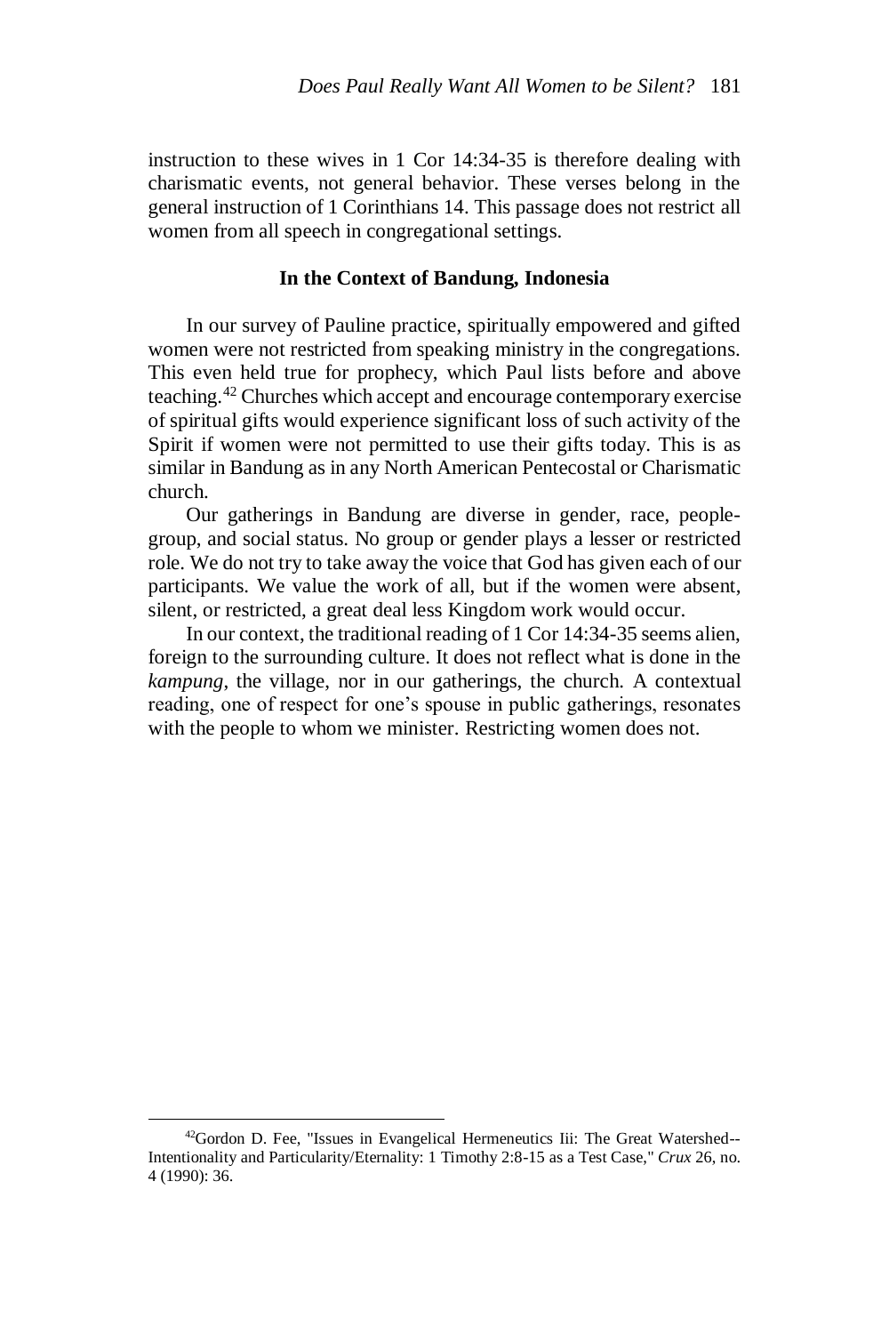instruction to these wives in 1 Cor 14:34-35 is therefore dealing with charismatic events, not general behavior. These verses belong in the general instruction of 1 Corinthians 14. This passage does not restrict all women from all speech in congregational settings.

### In the Context of Bandung, Indonesia

In our survey of Pauline practice, spiritually empowered and gifted women were not restricted from speaking ministry in the congregations. This even held true for prophecy, which Paul lists before and above teaching.[42] Churches which accept and encourage contemporary exercise of spiritual gifts would experience significant loss of such activity of the Spirit if women were not permitted to use their gifts today. This is as similar in Bandung as in any North American Pentecostal or Charismatic church.

Our gatherings in Bandung are diverse in gender, race, people-group, and social status. No group or gender plays a lesser or restricted role. We do not try to take away the voice that God has given each of our participants. We value the work of all, but if the women were absent, silent, or restricted, a great deal less Kingdom work would occur.

In our context, the traditional reading of 1 Cor 14:34-35 seems alien, foreign to the surrounding culture. It does not reflect what is done in the *kampung*, the village, nor in our gatherings, the church. A contextual reading, one of respect for one's spouse in public gatherings, resonates with the people to whom we minister. Restricting women does not.

---

[42] Gordon D. Fee, "Issues in Evangelical Hermeneutics Iii: The Great Watershed--Intentionality and Particularity/Eternality: 1 Timothy 2:8-15 as a Test Case," *Crux* 26, no. 4 (1990): 36.